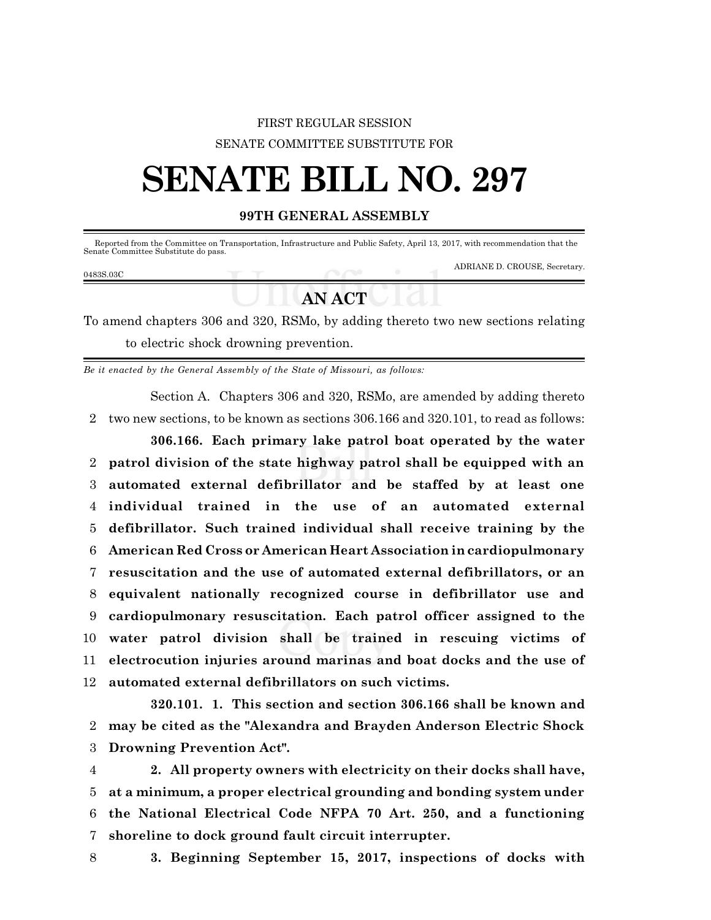FIRST REGULAR SESSION

SENATE COMMITTEE SUBSTITUTE FOR

# SENATE BILL NO. 297

**99TH GENERAL ASSEMBLY**

Reported from the Committee on Transportation, Infrastructure and Public Safety, April 13, 2017, with recommendation that the Senate Committee Substitute do pass.

ADRIANE D. CROUSE, Secretary.

0483S.03C

## AN ACT

To amend chapters 306 and 320, RSMo, by adding thereto two new sections relating to electric shock drowning prevention.

*Be it enacted by the General Assembly of the State of Missouri, as follows:*

Section A. Chapters 306 and 320, RSMo, are amended by adding thereto two new sections, to be known as sections 306.166 and 320.101, to read as follows:

**306.166. Each primary lake patrol boat operated by the water patrol division of the state highway patrol shall be equipped with an automated external defibrillator and be staffed by at least one individual trained in the use of an automated external defibrillator. Such trained individual shall receive training by the American Red Cross or American Heart Association in cardiopulmonary resuscitation and the use of automated external defibrillators, or an equivalent nationally recognized course in defibrillator use and cardiopulmonary resuscitation. Each patrol officer assigned to the water patrol division shall be trained in rescuing victims of electrocution injuries around marinas and boat docks and the use of automated external defibrillators on such victims.**

**320.101. 1. This section and section 306.166 shall be known and may be cited as the "Alexandra and Brayden Anderson Electric Shock Drowning Prevention Act".**

**2. All property owners with electricity on their docks shall have, at a minimum, a proper electrical grounding and bonding system under the National Electrical Code NFPA 70 Art. 250, and a functioning shoreline to dock ground fault circuit interrupter.**

**3. Beginning September 15, 2017, inspections of docks with**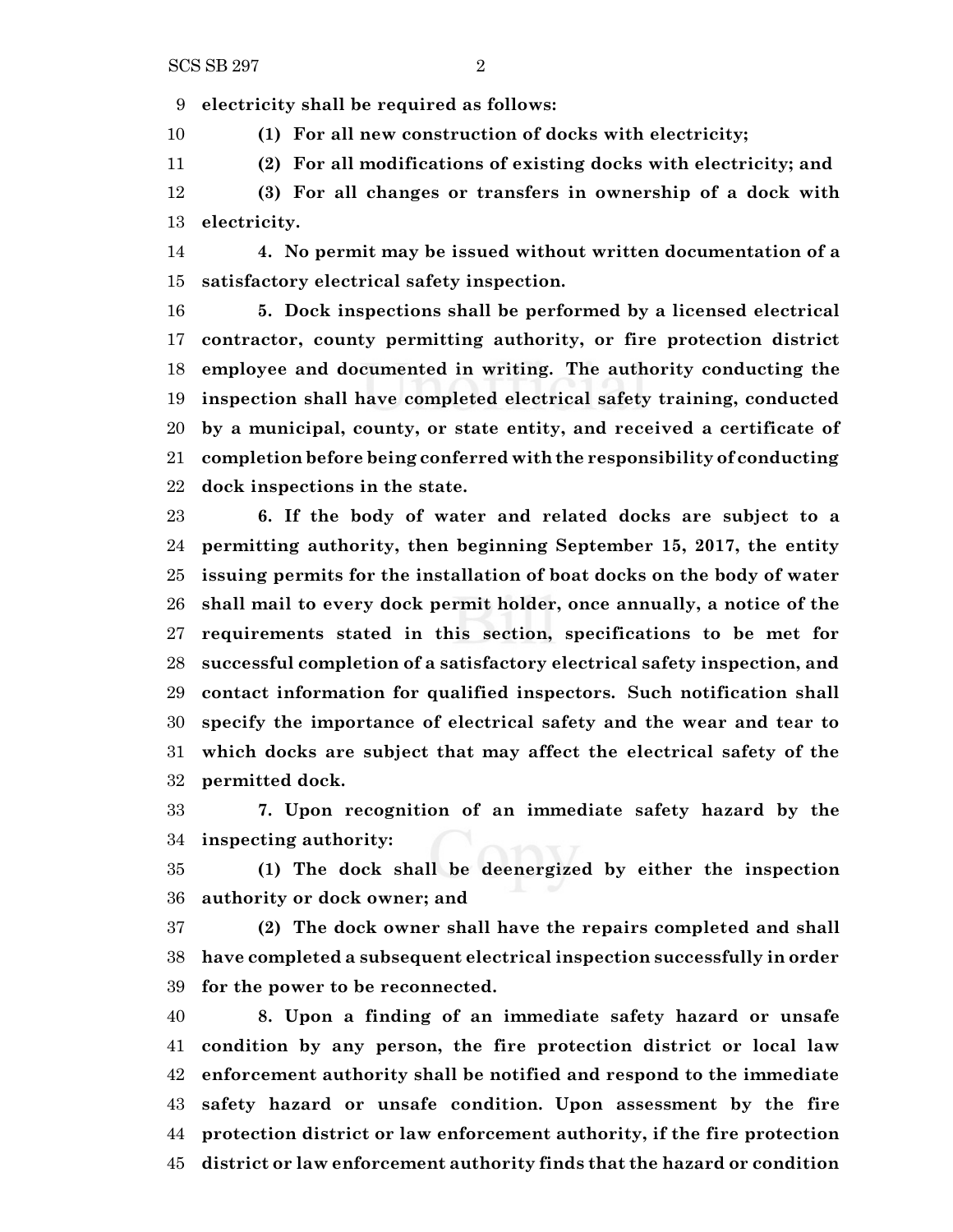**electricity shall be required as follows:**

**(1) For all new construction of docks with electricity;**

**(2) For all modifications of existing docks with electricity; and**

**(3) For all changes or transfers in ownership of a dock with electricity.**

**4. No permit may be issued without written documentation of a satisfactory electrical safety inspection.**

**5. Dock inspections shall be performed by a licensed electrical contractor, county permitting authority, or fire protection district employee and documented in writing. The authority conducting the inspection shall have completed electrical safety training, conducted by a municipal, county, or state entity, and received a certificate of completion before being conferred with the responsibility of conducting dock inspections in the state.**

**6. If the body of water and related docks are subject to a permitting authority, then beginning September 15, 2017, the entity issuing permits for the installation of boat docks on the body of water shall mail to every dock permit holder, once annually, a notice of the requirements stated in this section, specifications to be met for successful completion of a satisfactory electrical safety inspection, and contact information for qualified inspectors. Such notification shall specify the importance of electrical safety and the wear and tear to which docks are subject that may affect the electrical safety of the permitted dock.**

**7. Upon recognition of an immediate safety hazard by the inspecting authority:**

**(1) The dock shall be deenergized by either the inspection authority or dock owner; and**

**(2) The dock owner shall have the repairs completed and shall have completed a subsequent electrical inspection successfully in order for the power to be reconnected.**

**8. Upon a finding of an immediate safety hazard or unsafe condition by any person, the fire protection district or local law enforcement authority shall be notified and respond to the immediate safety hazard or unsafe condition. Upon assessment by the fire protection district or law enforcement authority, if the fire protection district or law enforcement authority finds that the hazard or condition**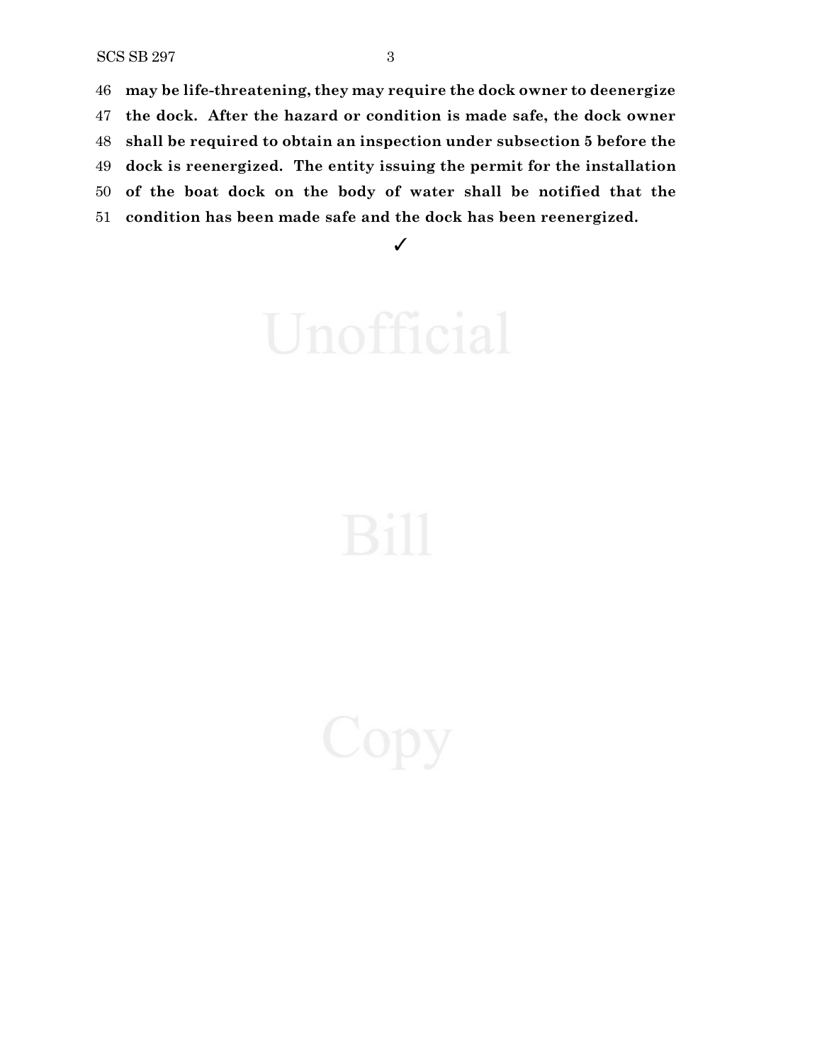**may be life-threatening, they may require the dock owner to deenergize the dock. After the hazard or condition is made safe, the dock owner shall be required to obtain an inspection under subsection 5 before the dock is reenergized. The entity issuing the permit for the installation of the boat dock on the body of water shall be notified that the condition has been made safe and the dock has been reenergized.**

✓